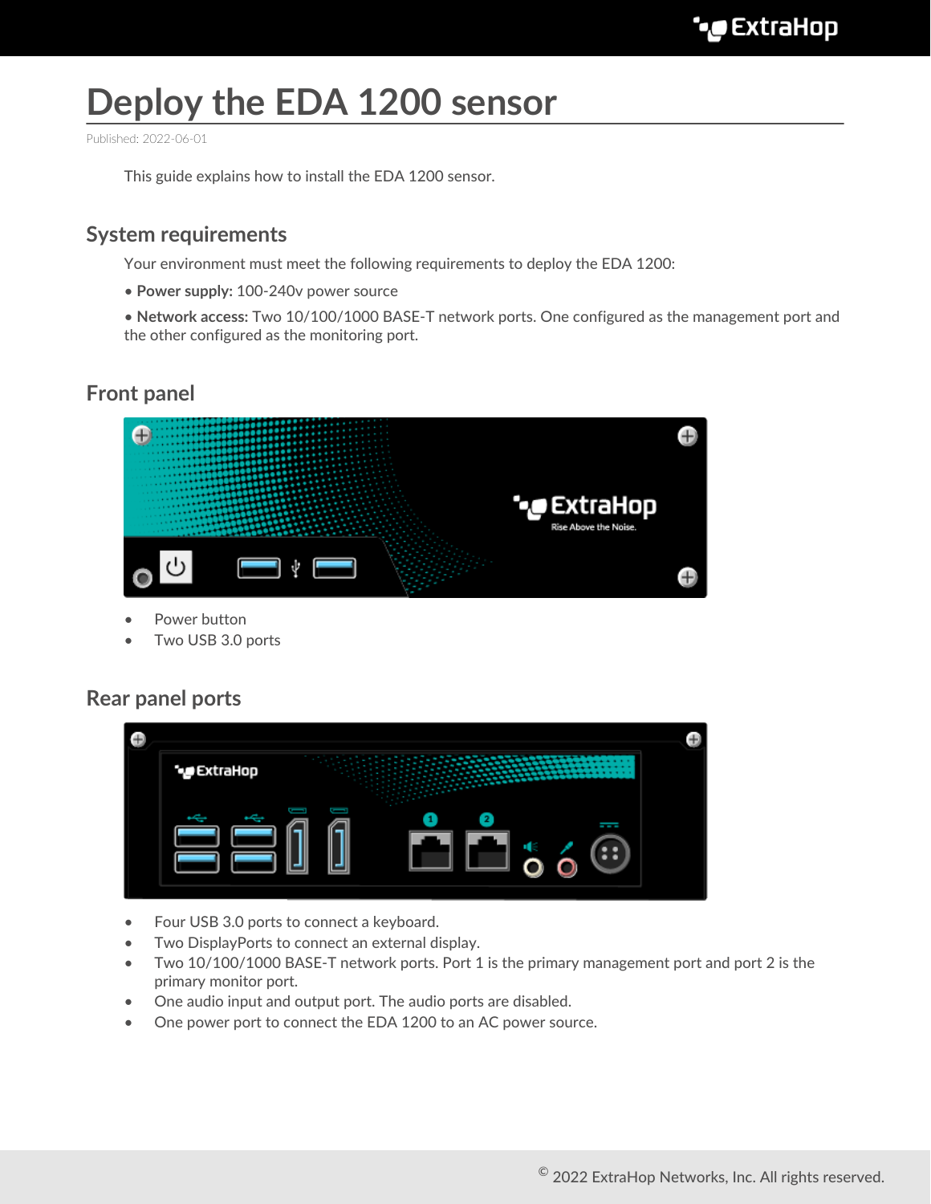# Deploy the EDA 1200 sensor

Published: 2022-06-01

This guide explains how to install the EDA 1200 sensor.

## System requirements

Your environment must meet the following requirements to deploy the EDA 1200:

- **Power supply:** 100-240v power source
- **Network access:** Two 10/100/1000 BASE-T network ports. One configured as the management port and the other configured as the monitoring port.

## Front panel

- Power button
- Two USB 3.0 ports

## Rear panel ports

- Four USB 3.0 ports to connect a keyboard.
- Two DisplayPorts to connect an external display.
- Two 10/100/1000 BASE-T network ports. Port 1 is the primary management port and port 2 is the primary monitor port.
- One audio input and output port. The audio ports are disabled.
- One power port to connect the EDA 1200 to an AC power source.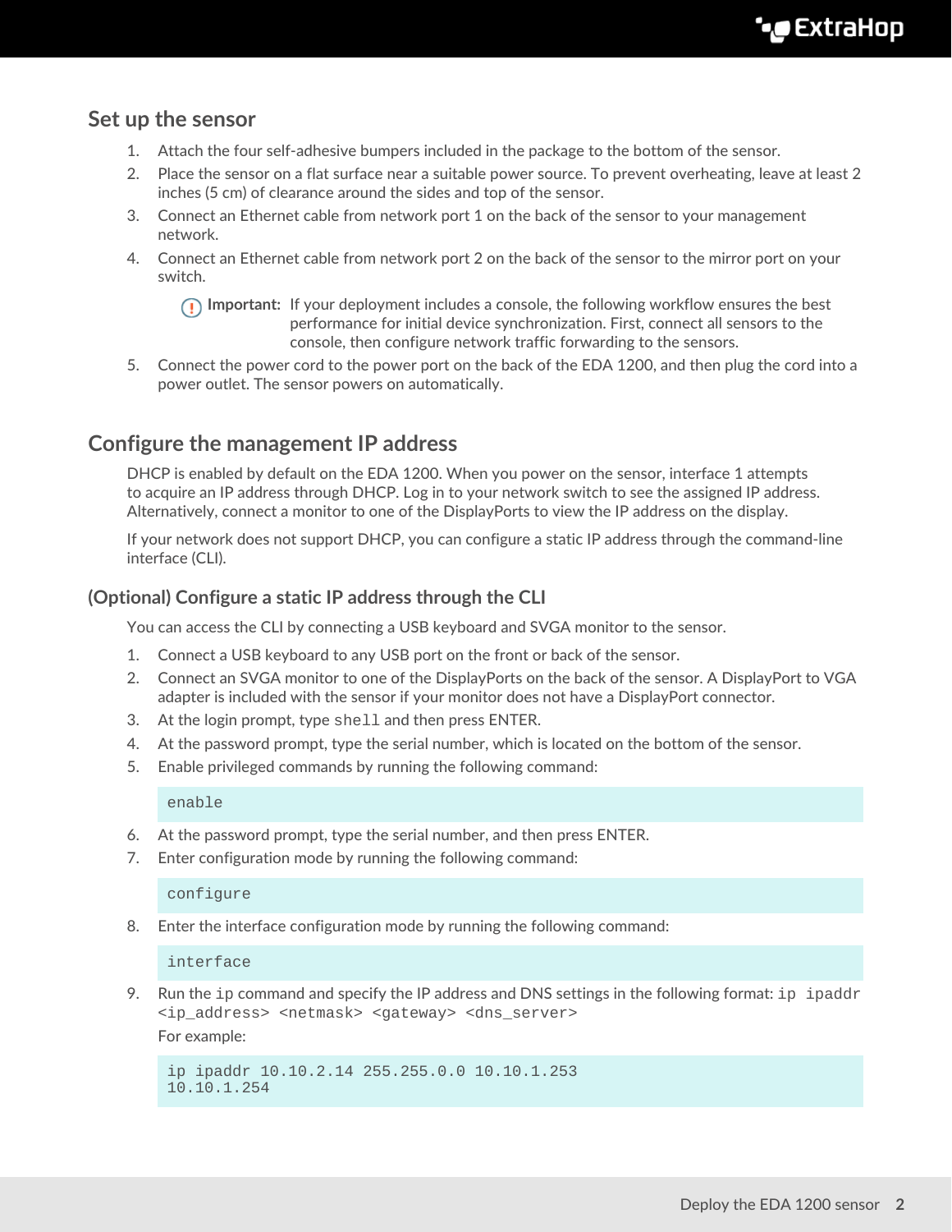## Set up the sensor

1. Attach the four self-adhesive bumpers included in the package to the bottom of the sensor.
2. Place the sensor on a flat surface near a suitable power source. To prevent overheating, leave at least 2 inches (5 cm) of clearance around the sides and top of the sensor.
3. Connect an Ethernet cable from network port 1 on the back of the sensor to your management network.
4. Connect an Ethernet cable from network port 2 on the back of the sensor to the mirror port on your switch.

   **Important:** If your deployment includes a console, the following workflow ensures the best performance for initial device synchronization. First, connect all sensors to the console, then configure network traffic forwarding to the sensors.

5. Connect the power cord to the power port on the back of the EDA 1200, and then plug the cord into a power outlet. The sensor powers on automatically.

## Configure the management IP address

DHCP is enabled by default on the EDA 1200. When you power on the sensor, interface 1 attempts to acquire an IP address through DHCP. Log in to your network switch to see the assigned IP address. Alternatively, connect a monitor to one of the DisplayPorts to view the IP address on the display.

If your network does not support DHCP, you can configure a static IP address through the command-line interface (CLI).

### (Optional) Configure a static IP address through the CLI

You can access the CLI by connecting a USB keyboard and SVGA monitor to the sensor.

1. Connect a USB keyboard to any USB port on the front or back of the sensor.
2. Connect an SVGA monitor to one of the DisplayPorts on the back of the sensor. A DisplayPort to VGA adapter is included with the sensor if your monitor does not have a DisplayPort connector.
3. At the login prompt, type `shell` and then press ENTER.
4. At the password prompt, type the serial number, which is located on the bottom of the sensor.
5. Enable privileged commands by running the following command:

   ```
   enable
   ```

6. At the password prompt, type the serial number, and then press ENTER.
7. Enter configuration mode by running the following command:

   ```
   configure
   ```

8. Enter the interface configuration mode by running the following command:

   ```
   interface
   ```

9. Run the `ip` command and specify the IP address and DNS settings in the following format: `ip ipaddr <ip_address> <netmask> <gateway> <dns_server>`

   For example:

   ```
   ip ipaddr 10.10.2.14 255.255.0.0 10.10.1.253
   10.10.1.254
   ```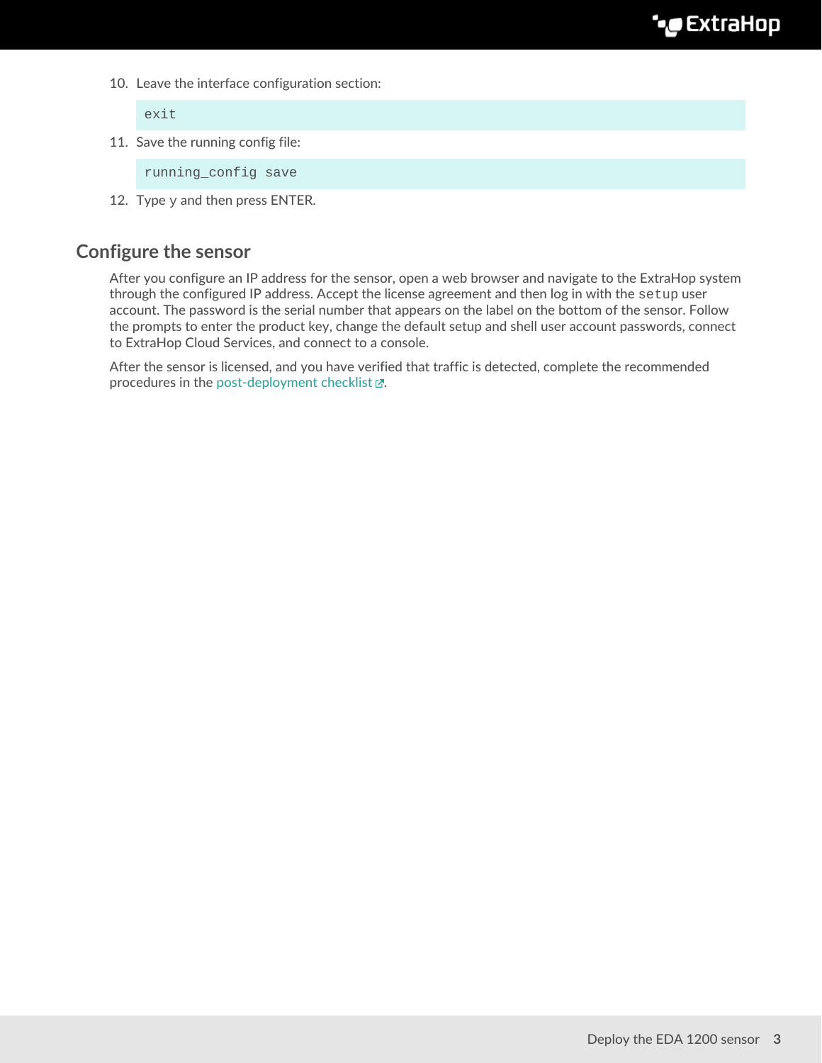10. Leave the interface configuration section:

```
exit
```

11. Save the running config file:

```
running_config save
```

12. Type y and then press ENTER.

## Configure the sensor

After you configure an IP address for the sensor, open a web browser and navigate to the ExtraHop system through the configured IP address. Accept the license agreement and then log in with the `setup` user account. The password is the serial number that appears on the label on the bottom of the sensor. Follow the prompts to enter the product key, change the default setup and shell user account passwords, connect to ExtraHop Cloud Services, and connect to a console.

After the sensor is licensed, and you have verified that traffic is detected, complete the recommended procedures in the post-deployment checklist.